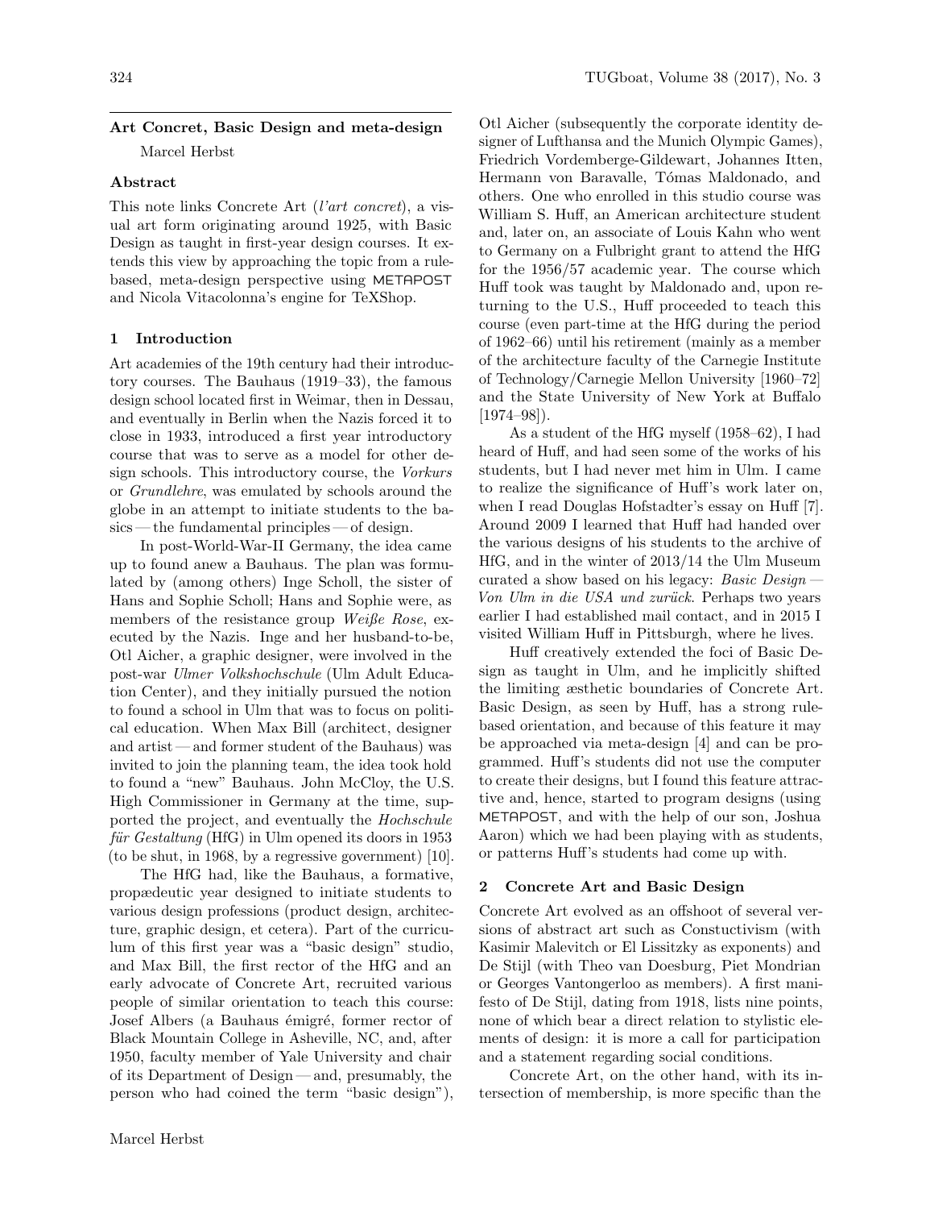## Art Concret, Basic Design and meta-design

Marcel Herbst

### Abstract

This note links Concrete Art (*l'art concret*), a visual art form originating around 1925, with Basic Design as taught in first-year design courses. It extends this view by approaching the topic from a rule-based, meta-design perspective using METAPOST and Nicola Vitacolonna's engine for TeXShop.

### 1 Introduction

Art academies of the 19th century had their introductory courses. The Bauhaus (1919–33), the famous design school located first in Weimar, then in Dessau, and eventually in Berlin when the Nazis forced it to close in 1933, introduced a first year introductory course that was to serve as a model for other design schools. This introductory course, the *Vorkurs* or *Grundlehre*, was emulated by schools around the globe in an attempt to initiate students to the basics — the fundamental principles — of design.

In post-World-War-II Germany, the idea came up to found anew a Bauhaus. The plan was formulated by (among others) Inge Scholl, the sister of Hans and Sophie Scholl; Hans and Sophie were, as members of the resistance group *Weiße Rose*, executed by the Nazis. Inge and her husband-to-be, Otl Aicher, a graphic designer, were involved in the post-war *Ulmer Volkshochschule* (Ulm Adult Education Center), and they initially pursued the notion to found a school in Ulm that was to focus on political education. When Max Bill (architect, designer and artist — and former student of the Bauhaus) was invited to join the planning team, the idea took hold to found a "new" Bauhaus. John McCloy, the U.S. High Commissioner in Germany at the time, supported the project, and eventually the *Hochschule für Gestaltung* (HfG) in Ulm opened its doors in 1953 (to be shut, in 1968, by a regressive government) [10].

The HfG had, like the Bauhaus, a formative, propædeutic year designed to initiate students to various design professions (product design, architecture, graphic design, et cetera). Part of the curriculum of this first year was a "basic design" studio, and Max Bill, the first rector of the HfG and an early advocate of Concrete Art, recruited various people of similar orientation to teach this course: Josef Albers (a Bauhaus émigré, former rector of Black Mountain College in Asheville, NC, and, after 1950, faculty member of Yale University and chair of its Department of Design — and, presumably, the person who had coined the term "basic design"), Otl Aicher (subsequently the corporate identity designer of Lufthansa and the Munich Olympic Games), Friedrich Vordemberge-Gildewart, Johannes Itten, Hermann von Baravalle, Tómas Maldonado, and others. One who enrolled in this studio course was William S. Huff, an American architecture student and, later on, an associate of Louis Kahn who went to Germany on a Fulbright grant to attend the HfG for the 1956/57 academic year. The course which Huff took was taught by Maldonado and, upon returning to the U.S., Huff proceeded to teach this course (even part-time at the HfG during the period of 1962–66) until his retirement (mainly as a member of the architecture faculty of the Carnegie Institute of Technology/Carnegie Mellon University [1960–72] and the State University of New York at Buffalo [1974–98]).

As a student of the HfG myself (1958–62), I had heard of Huff, and had seen some of the works of his students, but I had never met him in Ulm. I came to realize the significance of Huff's work later on, when I read Douglas Hofstadter's essay on Huff [7]. Around 2009 I learned that Huff had handed over the various designs of his students to the archive of HfG, and in the winter of 2013/14 the Ulm Museum curated a show based on his legacy: *Basic Design — Von Ulm in die USA und zurück*. Perhaps two years earlier I had established mail contact, and in 2015 I visited William Huff in Pittsburgh, where he lives.

Huff creatively extended the foci of Basic Design as taught in Ulm, and he implicitly shifted the limiting æsthetic boundaries of Concrete Art. Basic Design, as seen by Huff, has a strong rule-based orientation, and because of this feature it may be approached via meta-design [4] and can be programmed. Huff's students did not use the computer to create their designs, but I found this feature attractive and, hence, started to program designs (using METAPOST, and with the help of our son, Joshua Aaron) which we had been playing with as students, or patterns Huff's students had come up with.

### 2 Concrete Art and Basic Design

Concrete Art evolved as an offshoot of several versions of abstract art such as Constuctivism (with Kasimir Malevitch or El Lissitzky as exponents) and De Stijl (with Theo van Doesburg, Piet Mondrian or Georges Vantongerloo as members). A first manifesto of De Stijl, dating from 1918, lists nine points, none of which bear a direct relation to stylistic elements of design: it is more a call for participation and a statement regarding social conditions.

Concrete Art, on the other hand, with its intersection of membership, is more specific than the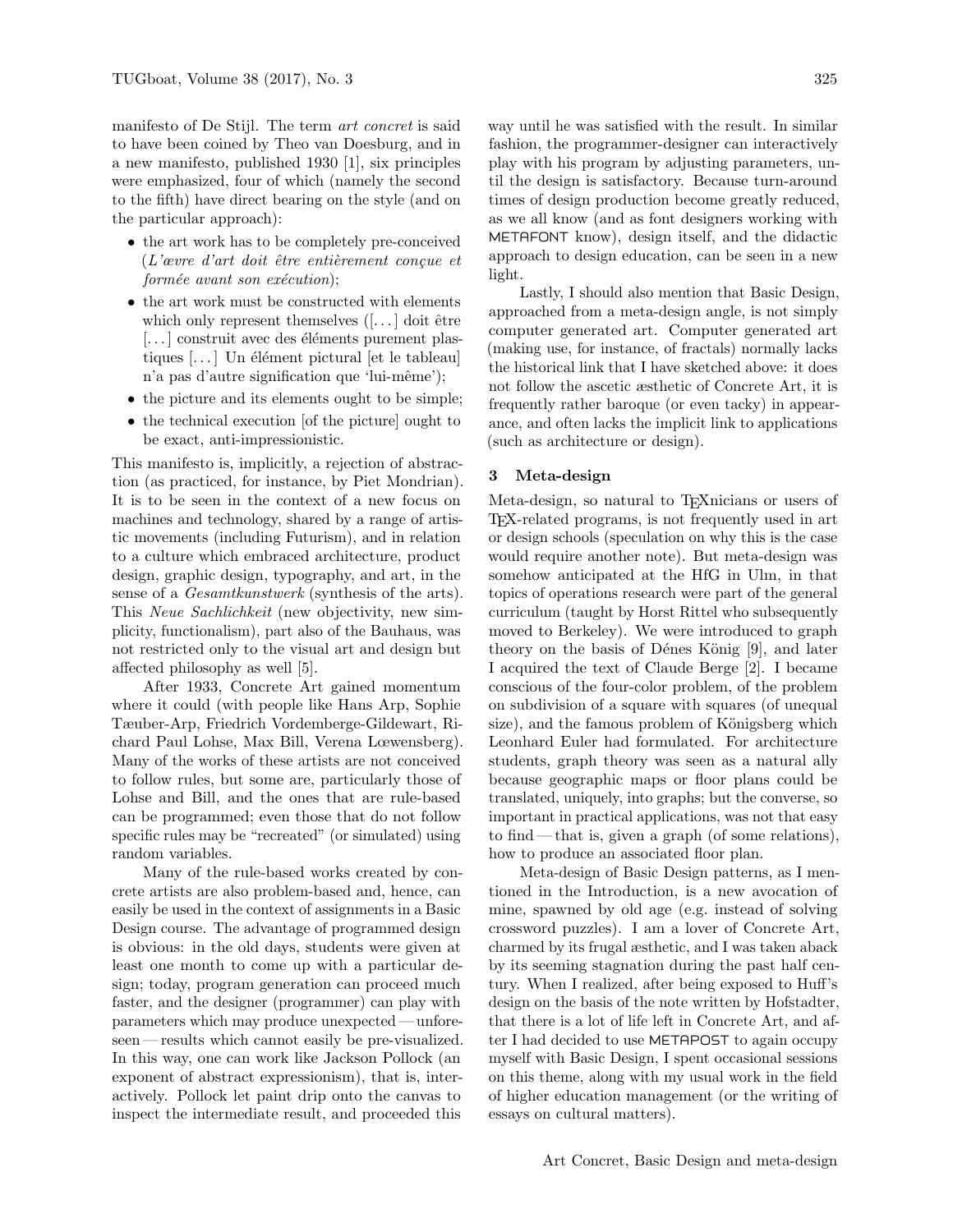manifesto of De Stijl. The term *art concret* is said to have been coined by Theo van Doesburg, and in a new manifesto, published 1930 [1], six principles were emphasized, four of which (namely the second to the fifth) have direct bearing on the style (and on the particular approach):

- the art work has to be completely pre-conceived (*L'œvre d'art doit être entièrement conçue et formée avant son exécution*);
- the art work must be constructed with elements which only represent themselves ([...] doit être [...] construit avec des éléments purement plastiques [...] Un élément pictural [et le tableau] n'a pas d'autre signification que 'lui-même');
- the picture and its elements ought to be simple;
- the technical execution [of the picture] ought to be exact, anti-impressionistic.

This manifesto is, implicitly, a rejection of abstraction (as practiced, for instance, by Piet Mondrian). It is to be seen in the context of a new focus on machines and technology, shared by a range of artistic movements (including Futurism), and in relation to a culture which embraced architecture, product design, graphic design, typography, and art, in the sense of a *Gesamtkunstwerk* (synthesis of the arts). This *Neue Sachlichkeit* (new objectivity, new simplicity, functionalism), part also of the Bauhaus, was not restricted only to the visual art and design but affected philosophy as well [5].

After 1933, Concrete Art gained momentum where it could (with people like Hans Arp, Sophie Tæuber-Arp, Friedrich Vordemberge-Gildewart, Richard Paul Lohse, Max Bill, Verena Lœwensberg). Many of the works of these artists are not conceived to follow rules, but some are, particularly those of Lohse and Bill, and the ones that are rule-based can be programmed; even those that do not follow specific rules may be "recreated" (or simulated) using random variables.

Many of the rule-based works created by concrete artists are also problem-based and, hence, can easily be used in the context of assignments in a Basic Design course. The advantage of programmed design is obvious: in the old days, students were given at least one month to come up with a particular design; today, program generation can proceed much faster, and the designer (programmer) can play with parameters which may produce unexpected — unforeseen — results which cannot easily be pre-visualized. In this way, one can work like Jackson Pollock (an exponent of abstract expressionism), that is, interactively. Pollock let paint drip onto the canvas to inspect the intermediate result, and proceeded this way until he was satisfied with the result. In similar fashion, the programmer-designer can interactively play with his program by adjusting parameters, until the design is satisfactory. Because turn-around times of design production become greatly reduced, as we all know (and as font designers working with METAFONT know), design itself, and the didactic approach to design education, can be seen in a new light.

Lastly, I should also mention that Basic Design, approached from a meta-design angle, is not simply computer generated art. Computer generated art (making use, for instance, of fractals) normally lacks the historical link that I have sketched above: it does not follow the ascetic æsthetic of Concrete Art, it is frequently rather baroque (or even tacky) in appearance, and often lacks the implicit link to applications (such as architecture or design).

## 3 Meta-design

Meta-design, so natural to TeXnicians or users of TeX-related programs, is not frequently used in art or design schools (speculation on why this is the case would require another note). But meta-design was somehow anticipated at the HfG in Ulm, in that topics of operations research were part of the general curriculum (taught by Horst Rittel who subsequently moved to Berkeley). We were introduced to graph theory on the basis of Dénes König [9], and later I acquired the text of Claude Berge [2]. I became conscious of the four-color problem, of the problem on subdivision of a square with squares (of unequal size), and the famous problem of Königsberg which Leonhard Euler had formulated. For architecture students, graph theory was seen as a natural ally because geographic maps or floor plans could be translated, uniquely, into graphs; but the converse, so important in practical applications, was not that easy to find — that is, given a graph (of some relations), how to produce an associated floor plan.

Meta-design of Basic Design patterns, as I mentioned in the Introduction, is a new avocation of mine, spawned by old age (e.g. instead of solving crossword puzzles). I am a lover of Concrete Art, charmed by its frugal æsthetic, and I was taken aback by its seeming stagnation during the past half century. When I realized, after being exposed to Huff's design on the basis of the note written by Hofstadter, that there is a lot of life left in Concrete Art, and after I had decided to use METAPOST to again occupy myself with Basic Design, I spent occasional sessions on this theme, along with my usual work in the field of higher education management (or the writing of essays on cultural matters).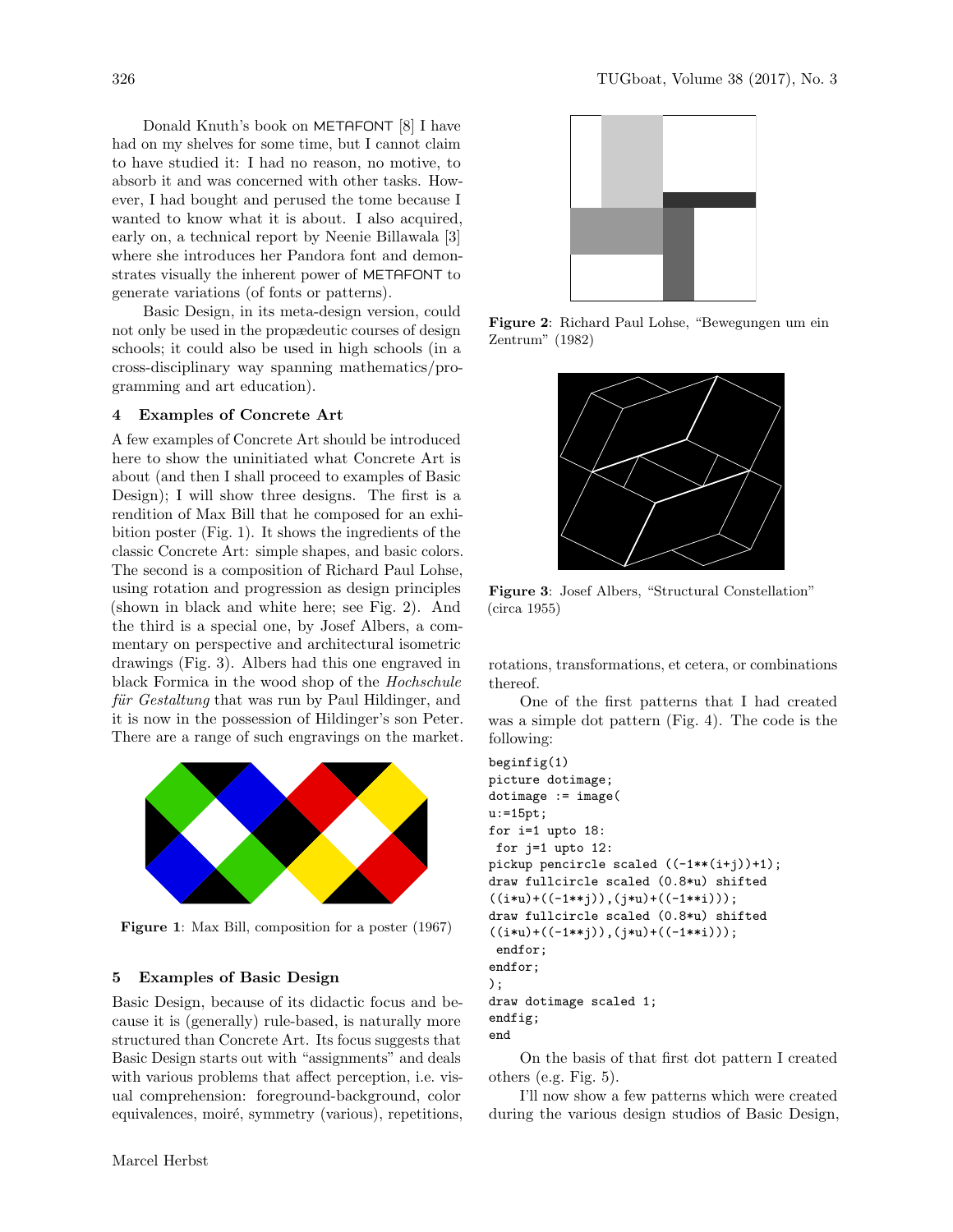Donald Knuth's book on METAFONT [8] I have had on my shelves for some time, but I cannot claim to have studied it: I had no reason, no motive, to absorb it and was concerned with other tasks. However, I had bought and perused the tome because I wanted to know what it is about. I also acquired, early on, a technical report by Neenie Billawala [3] where she introduces her Pandora font and demonstrates visually the inherent power of METAFONT to generate variations (of fonts or patterns).

Basic Design, in its meta-design version, could not only be used in the propædeutic courses of design schools; it could also be used in high schools (in a cross-disciplinary way spanning mathematics/programming and art education).

## 4 Examples of Concrete Art

A few examples of Concrete Art should be introduced here to show the uninitiated what Concrete Art is about (and then I shall proceed to examples of Basic Design); I will show three designs. The first is a rendition of Max Bill that he composed for an exhibition poster (Fig. 1). It shows the ingredients of the classic Concrete Art: simple shapes, and basic colors. The second is a composition of Richard Paul Lohse, using rotation and progression as design principles (shown in black and white here; see Fig. 2). And the third is a special one, by Josef Albers, a commentary on perspective and architectural isometric drawings (Fig. 3). Albers had this one engraved in black Formica in the wood shop of the *Hochschule für Gestaltung* that was run by Paul Hildinger, and it is now in the possession of Hildinger's son Peter. There are a range of such engravings on the market.

**Figure 1**: Max Bill, composition for a poster (1967)

**Figure 2**: Richard Paul Lohse, "Bewegungen um ein Zentrum" (1982)

**Figure 3**: Josef Albers, "Structural Constellation" (circa 1955)

## 5 Examples of Basic Design

Basic Design, because of its didactic focus and because it is (generally) rule-based, is naturally more structured than Concrete Art. Its focus suggests that Basic Design starts out with "assignments" and deals with various problems that affect perception, i.e. visual comprehension: foreground-background, color equivalences, moiré, symmetry (various), repetitions, rotations, transformations, et cetera, or combinations thereof.

One of the first patterns that I had created was a simple dot pattern (Fig. 4). The code is the following:

```
beginfig(1)
picture dotimage;
dotimage := image(
u:=15pt;
for i=1 upto 18:
 for j=1 upto 12:
pickup pencircle scaled ((-1**(i+j))+1);
draw fullcircle scaled (0.8*u) shifted
((i*u)+((-1**j)),(j*u)+((-1**i)));
draw fullcircle scaled (0.8*u) shifted
((i*u)+((-1**j)),(j*u)+((-1**i)));
 endfor;
endfor;
);
draw dotimage scaled 1;
endfig;
end
```

On the basis of that first dot pattern I created others (e.g. Fig. 5).

I'll now show a few patterns which were created during the various design studios of Basic Design,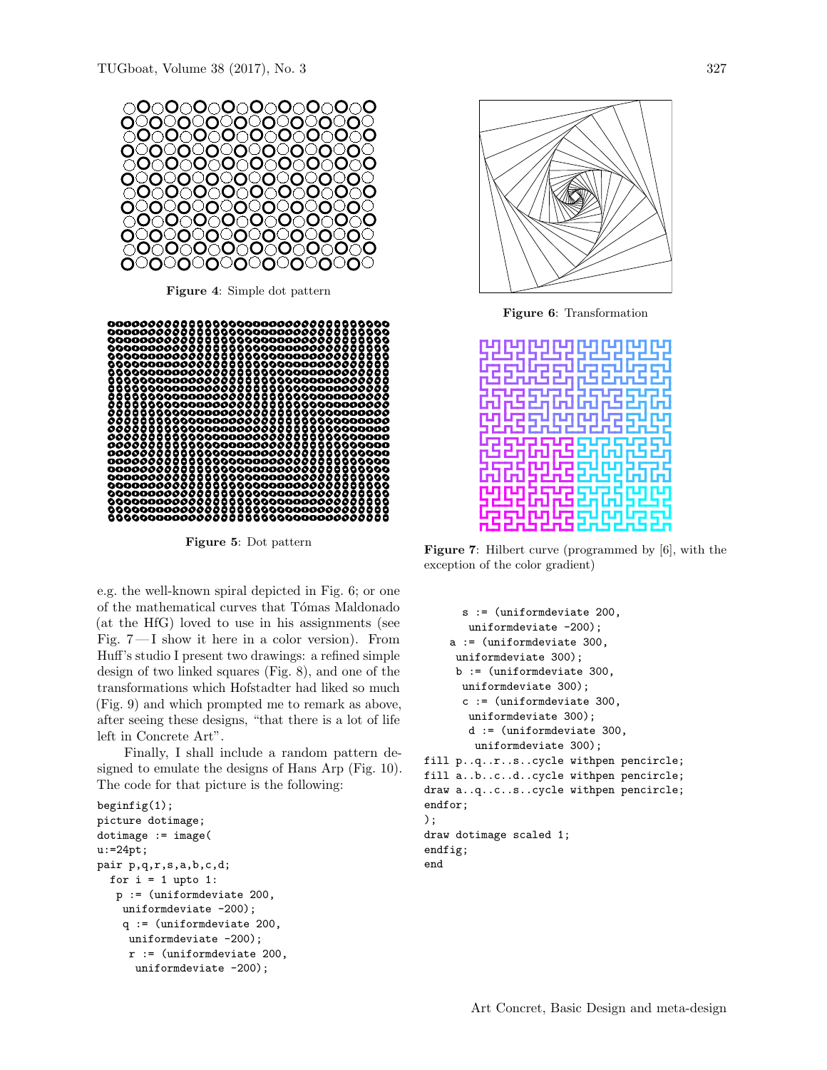**Figure 4**: Simple dot pattern

**Figure 5**: Dot pattern

**Figure 6**: Transformation

**Figure 7**: Hilbert curve (programmed by [6], with the exception of the color gradient)

e.g. the well-known spiral depicted in Fig. 6; or one of the mathematical curves that Tómas Maldonado (at the HfG) loved to use in his assignments (see Fig. 7 — I show it here in a color version). From Huff's studio I present two drawings: a refined simple design of two linked squares (Fig. 8), and one of the transformations which Hofstadter had liked so much (Fig. 9) and which prompted me to remark as above, after seeing these designs, "that there is a lot of life left in Concrete Art".

Finally, I shall include a random pattern designed to emulate the designs of Hans Arp (Fig. 10). The code for that picture is the following:

```
beginfig(1);
picture dotimage;
dotimage := image(
u:=24pt;
pair p,q,r,s,a,b,c,d;
  for i = 1 upto 1:
   p := (uniformdeviate 200,
    uniformdeviate -200);
    q := (uniformdeviate 200,
     uniformdeviate -200);
     r := (uniformdeviate 200,
      uniformdeviate -200);
      s := (uniformdeviate 200,
       uniformdeviate -200);
    a := (uniformdeviate 300,
     uniformdeviate 300);
     b := (uniformdeviate 300,
      uniformdeviate 300);
      c := (uniformdeviate 300,
       uniformdeviate 300);
       d := (uniformdeviate 300,
        uniformdeviate 300);
fill p..q..r..s..cycle withpen pencircle;
fill a..b..c..d..cycle withpen pencircle;
draw a..q..c..s..cycle withpen pencircle;
endfor;
);
draw dotimage scaled 1;
endfig;
end
```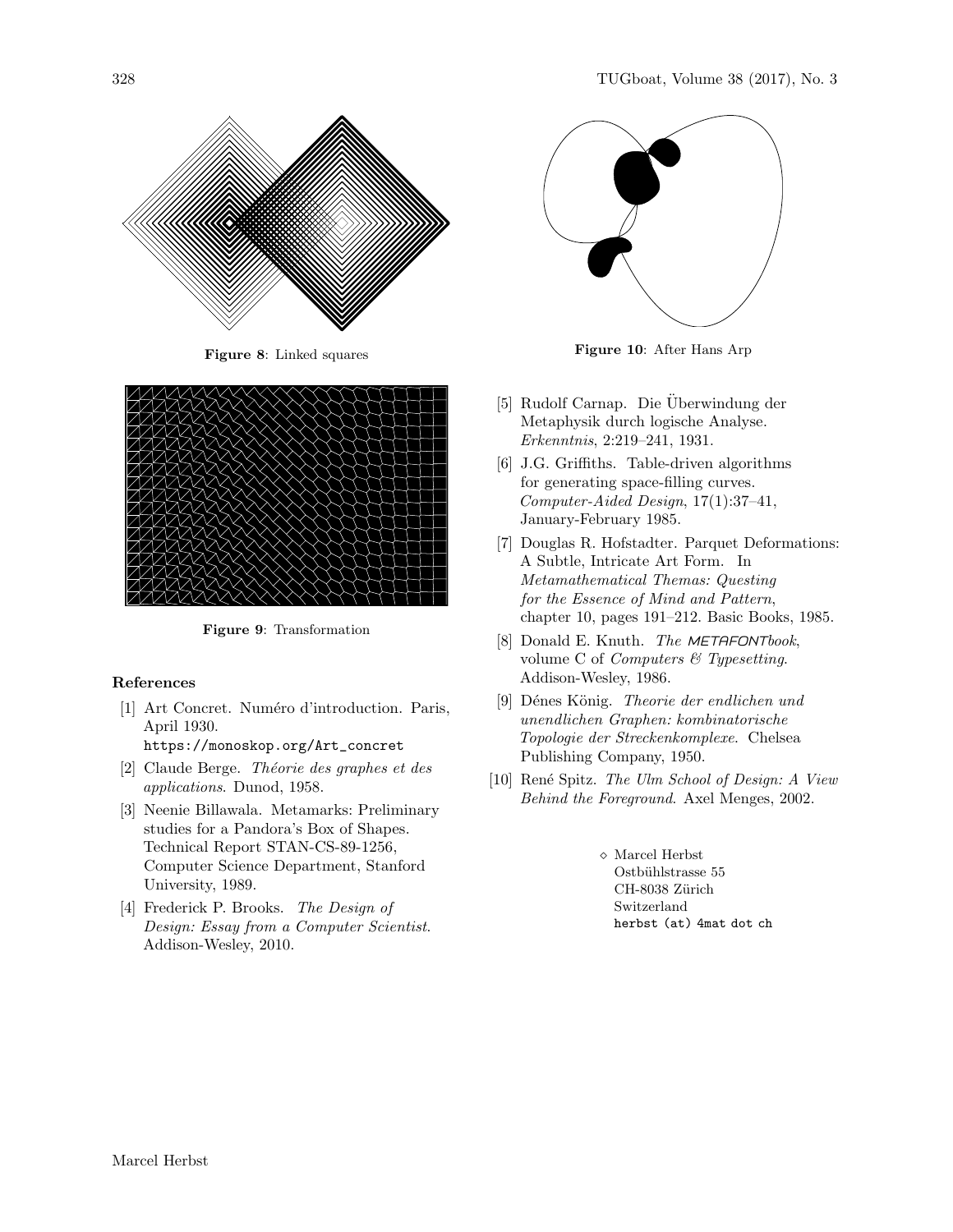Figure 8: Linked squares

Figure 9: Transformation

Figure 10: After Hans Arp

### References

[1] Art Concret. Numéro d'introduction. Paris, April 1930. `https://monoskop.org/Art_concret`

[2] Claude Berge. *Théorie des graphes et des applications*. Dunod, 1958.

[3] Neenie Billawala. Metamarks: Preliminary studies for a Pandora's Box of Shapes. Technical Report STAN-CS-89-1256, Computer Science Department, Stanford University, 1989.

[4] Frederick P. Brooks. *The Design of Design: Essay from a Computer Scientist*. Addison-Wesley, 2010.

[5] Rudolf Carnap. Die Überwindung der Metaphysik durch logische Analyse. *Erkenntnis*, 2:219–241, 1931.

[6] J.G. Griffiths. Table-driven algorithms for generating space-filling curves. *Computer-Aided Design*, 17(1):37–41, January-February 1985.

[7] Douglas R. Hofstadter. Parquet Deformations: A Subtle, Intricate Art Form. In *Metamathematical Themas: Questing for the Essence of Mind and Pattern*, chapter 10, pages 191–212. Basic Books, 1985.

[8] Donald E. Knuth. *The METAFONTbook*, volume C of *Computers & Typesetting*. Addison-Wesley, 1986.

[9] Dénes König. *Theorie der endlichen und unendlichen Graphen: kombinatorische Topologie der Streckenkomplexe*. Chelsea Publishing Company, 1950.

[10] René Spitz. *The Ulm School of Design: A View Behind the Foreground*. Axel Menges, 2002.

◇ Marcel Herbst
Ostbühlstrasse 55
CH-8038 Zürich
Switzerland
`herbst (at) 4mat dot ch`